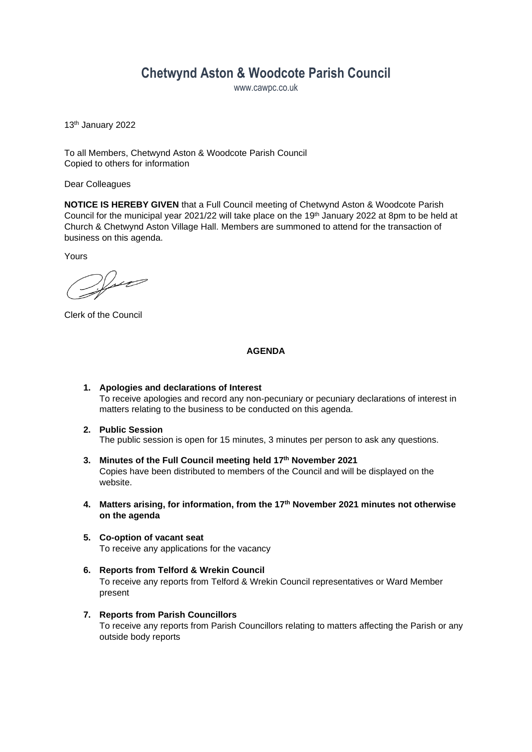# Chetwynd Aston & Woodcote Parish Council

www.cawpc.co.uk

13th January 2022

To all Members, Chetwynd Aston & Woodcote Parish Council
Copied to others for information

Dear Colleagues

**NOTICE IS HEREBY GIVEN** that a Full Council meeting of Chetwynd Aston & Woodcote Parish Council for the municipal year 2021/22 will take place on the 19th January 2022 at 8pm to be held at Church & Chetwynd Aston Village Hall. Members are summoned to attend for the transaction of business on this agenda.

Yours

Clerk of the Council

## AGENDA

1. **Apologies and declarations of Interest**
   To receive apologies and record any non-pecuniary or pecuniary declarations of interest in matters relating to the business to be conducted on this agenda.

2. **Public Session**
   The public session is open for 15 minutes, 3 minutes per person to ask any questions.

3. **Minutes of the Full Council meeting held 17th November 2021**
   Copies have been distributed to members of the Council and will be displayed on the website.

4. **Matters arising, for information, from the 17th November 2021 minutes not otherwise on the agenda**

5. **Co-option of vacant seat**
   To receive any applications for the vacancy

6. **Reports from Telford & Wrekin Council**
   To receive any reports from Telford & Wrekin Council representatives or Ward Member present

7. **Reports from Parish Councillors**
   To receive any reports from Parish Councillors relating to matters affecting the Parish or any outside body reports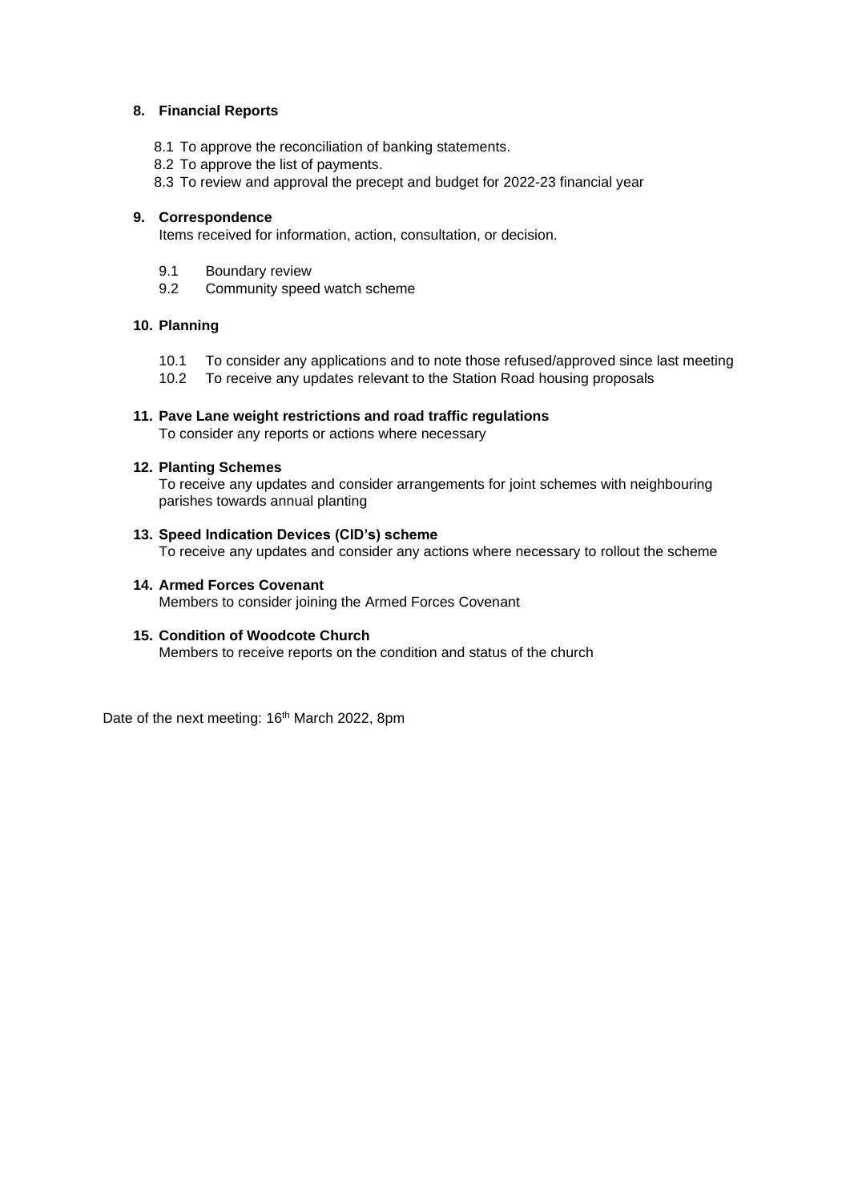**8. Financial Reports**

8.1 To approve the reconciliation of banking statements.
8.2 To approve the list of payments.
8.3 To review and approval the precept and budget for 2022-23 financial year

**9. Correspondence**

Items received for information, action, consultation, or decision.

9.1 Boundary review
9.2 Community speed watch scheme

**10. Planning**

10.1 To consider any applications and to note those refused/approved since last meeting
10.2 To receive any updates relevant to the Station Road housing proposals

**11. Pave Lane weight restrictions and road traffic regulations**

To consider any reports or actions where necessary

**12. Planting Schemes**

To receive any updates and consider arrangements for joint schemes with neighbouring parishes towards annual planting

**13. Speed Indication Devices (CID's) scheme**

To receive any updates and consider any actions where necessary to rollout the scheme

**14. Armed Forces Covenant**

Members to consider joining the Armed Forces Covenant

**15. Condition of Woodcote Church**

Members to receive reports on the condition and status of the church

Date of the next meeting: 16th March 2022, 8pm